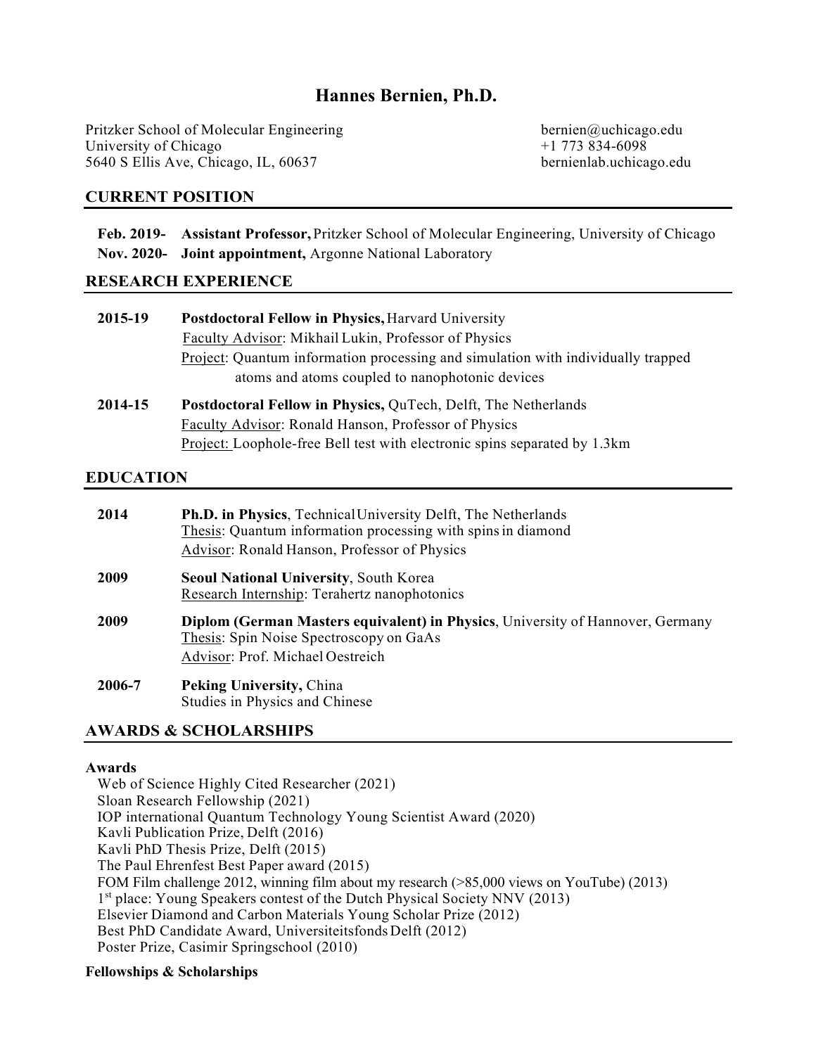# Hannes Bernien, Ph.D.

Pritzker School of Molecular Engineering
University of Chicago
5640 S Ellis Ave, Chicago, IL, 60637

bernien@uchicago.edu
+1 773 834-6098
bernienlab.uchicago.edu

## CURRENT POSITION

**Feb. 2019-** **Assistant Professor,** Pritzker School of Molecular Engineering, University of Chicago

**Nov. 2020-** **Joint appointment,** Argonne National Laboratory

## RESEARCH EXPERIENCE

**2015-19** **Postdoctoral Fellow in Physics,** Harvard University
Faculty Advisor: Mikhail Lukin, Professor of Physics
Project: Quantum information processing and simulation with individually trapped atoms and atoms coupled to nanophotonic devices

**2014-15** **Postdoctoral Fellow in Physics,** QuTech, Delft, The Netherlands
Faculty Advisor: Ronald Hanson, Professor of Physics
Project: Loophole-free Bell test with electronic spins separated by 1.3km

## EDUCATION

**2014** **Ph.D. in Physics**, Technical University Delft, The Netherlands
Thesis: Quantum information processing with spins in diamond
Advisor: Ronald Hanson, Professor of Physics

**2009** **Seoul National University**, South Korea
Research Internship: Terahertz nanophotonics

**2009** **Diplom (German Masters equivalent) in Physics**, University of Hannover, Germany
Thesis: Spin Noise Spectroscopy on GaAs
Advisor: Prof. Michael Oestreich

**2006-7** **Peking University,** China
Studies in Physics and Chinese

## AWARDS & SCHOLARSHIPS

**Awards**

Web of Science Highly Cited Researcher (2021)
Sloan Research Fellowship (2021)
IOP international Quantum Technology Young Scientist Award (2020)
Kavli Publication Prize, Delft (2016)
Kavli PhD Thesis Prize, Delft (2015)
The Paul Ehrenfest Best Paper award (2015)
FOM Film challenge 2012, winning film about my research (>85,000 views on YouTube) (2013)
1st place: Young Speakers contest of the Dutch Physical Society NNV (2013)
Elsevier Diamond and Carbon Materials Young Scholar Prize (2012)
Best PhD Candidate Award, Universiteitsfonds Delft (2012)
Poster Prize, Casimir Springschool (2010)

**Fellowships & Scholarships**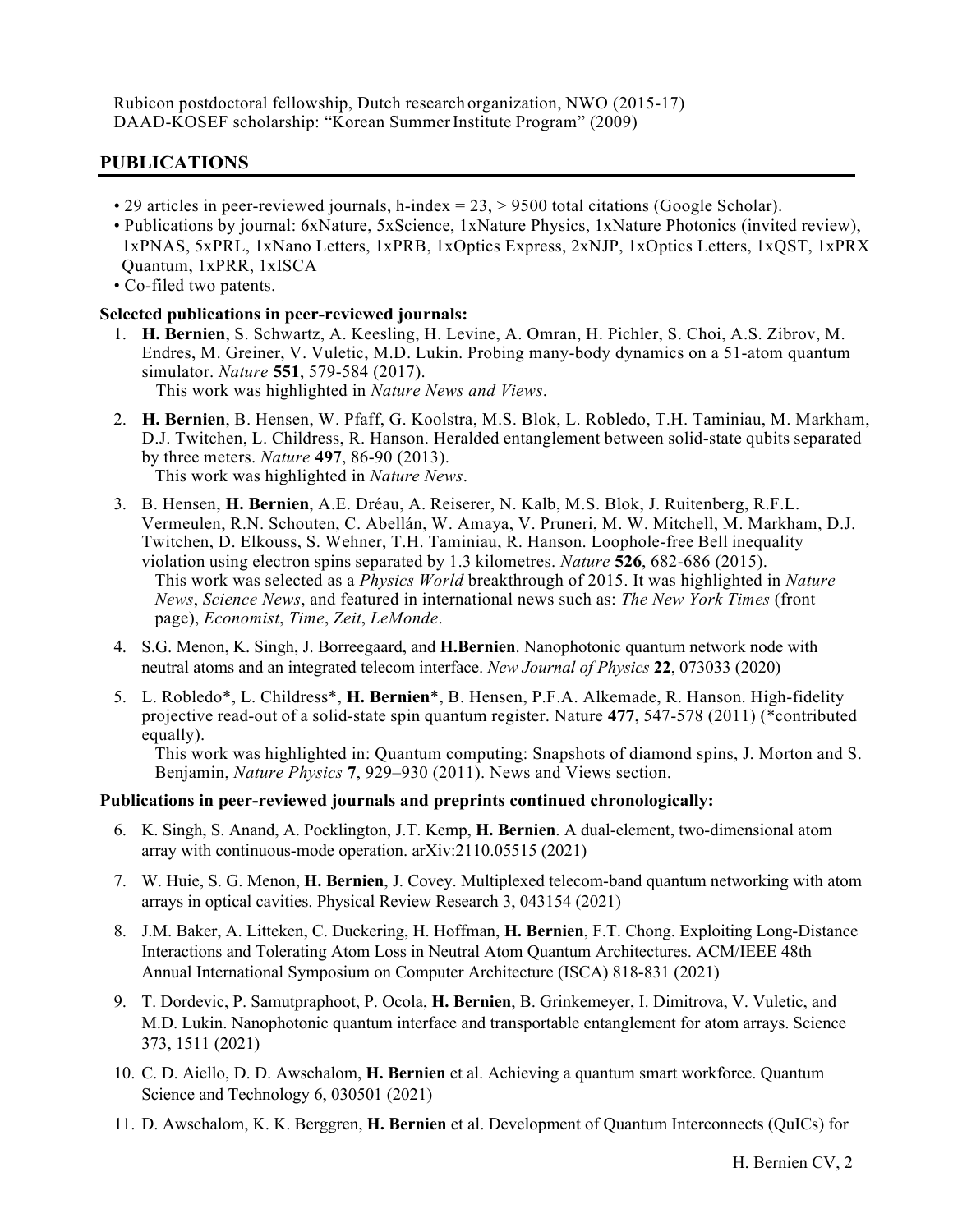Rubicon postdoctoral fellowship, Dutch research organization, NWO (2015-17)
DAAD-KOSEF scholarship: "Korean Summer Institute Program" (2009)

## PUBLICATIONS

- 29 articles in peer-reviewed journals, h-index = 23, > 9500 total citations (Google Scholar).
- Publications by journal: 6xNature, 5xScience, 1xNature Physics, 1xNature Photonics (invited review), 1xPNAS, 5xPRL, 1xNano Letters, 1xPRB, 1xOptics Express, 2xNJP, 1xOptics Letters, 1xQST, 1xPRX Quantum, 1xPRR, 1xISCA
- Co-filed two patents.

**Selected publications in peer-reviewed journals:**

1. **H. Bernien**, S. Schwartz, A. Keesling, H. Levine, A. Omran, H. Pichler, S. Choi, A.S. Zibrov, M. Endres, M. Greiner, V. Vuletic, M.D. Lukin. Probing many-body dynamics on a 51-atom quantum simulator. *Nature* **551**, 579-584 (2017).
   This work was highlighted in *Nature News and Views*.
2. **H. Bernien**, B. Hensen, W. Pfaff, G. Koolstra, M.S. Blok, L. Robledo, T.H. Taminiau, M. Markham, D.J. Twitchen, L. Childress, R. Hanson. Heralded entanglement between solid-state qubits separated by three meters. *Nature* **497**, 86-90 (2013).
   This work was highlighted in *Nature News*.
3. B. Hensen, **H. Bernien**, A.E. Dréau, A. Reiserer, N. Kalb, M.S. Blok, J. Ruitenberg, R.F.L. Vermeulen, R.N. Schouten, C. Abellán, W. Amaya, V. Pruneri, M. W. Mitchell, M. Markham, D.J. Twitchen, D. Elkouss, S. Wehner, T.H. Taminiau, R. Hanson. Loophole-free Bell inequality violation using electron spins separated by 1.3 kilometres. *Nature* **526**, 682-686 (2015).
   This work was selected as a *Physics World* breakthrough of 2015. It was highlighted in *Nature News*, *Science News*, and featured in international news such as: *The New York Times* (front page), *Economist*, *Time*, *Zeit*, *LeMonde*.
4. S.G. Menon, K. Singh, J. Borregaard, and **H.Bernien**. Nanophotonic quantum network node with neutral atoms and an integrated telecom interface. *New Journal of Physics* **22**, 073033 (2020)
5. L. Robledo*, L. Childress*, **H. Bernien***, B. Hensen, P.F.A. Alkemade, R. Hanson. High-fidelity projective read-out of a solid-state spin quantum register. Nature **477**, 547-578 (2011) (*contributed equally).
   This work was highlighted in: Quantum computing: Snapshots of diamond spins, J. Morton and S. Benjamin, *Nature Physics* **7**, 929–930 (2011). News and Views section.

**Publications in peer-reviewed journals and preprints continued chronologically:**

6. K. Singh, S. Anand, A. Pocklington, J.T. Kemp, **H. Bernien**. A dual-element, two-dimensional atom array with continuous-mode operation. arXiv:2110.05515 (2021)
7. W. Huie, S. G. Menon, **H. Bernien**, J. Covey. Multiplexed telecom-band quantum networking with atom arrays in optical cavities. Physical Review Research 3, 043154 (2021)
8. J.M. Baker, A. Litteken, C. Duckering, H. Hoffman, **H. Bernien**, F.T. Chong. Exploiting Long-Distance Interactions and Tolerating Atom Loss in Neutral Atom Quantum Architectures. ACM/IEEE 48th Annual International Symposium on Computer Architecture (ISCA) 818-831 (2021)
9. T. Dordevic, P. Samutpraphoot, P. Ocola, **H. Bernien**, B. Grinkemeyer, I. Dimitrova, V. Vuletic, and M.D. Lukin. Nanophotonic quantum interface and transportable entanglement for atom arrays. Science 373, 1511 (2021)
10. C. D. Aiello, D. D. Awschalom, **H. Bernien** et al. Achieving a quantum smart workforce. Quantum Science and Technology 6, 030501 (2021)
11. D. Awschalom, K. K. Berggren, **H. Bernien** et al. Development of Quantum Interconnects (QuICs) for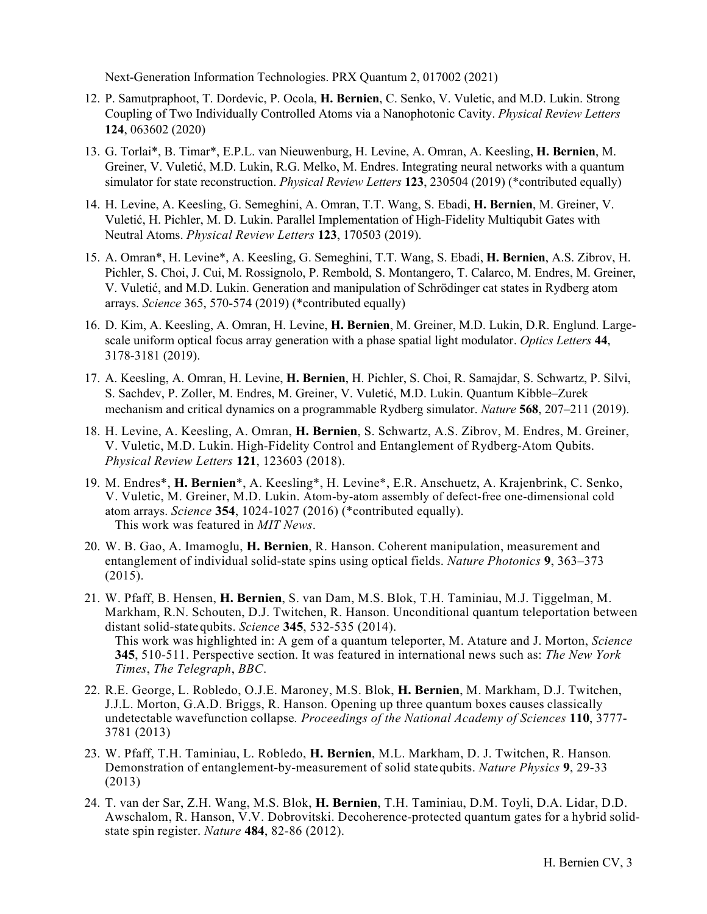Next-Generation Information Technologies. PRX Quantum 2, 017002 (2021)

12. P. Samutpraphoot, T. Dordevic, P. Ocola, **H. Bernien**, C. Senko, V. Vuletic, and M.D. Lukin. Strong Coupling of Two Individually Controlled Atoms via a Nanophotonic Cavity. *Physical Review Letters* **124**, 063602 (2020)

13. G. Torlai*, B. Timar*, E.P.L. van Nieuwenburg, H. Levine, A. Omran, A. Keesling, **H. Bernien**, M. Greiner, V. Vuletić, M.D. Lukin, R.G. Melko, M. Endres. Integrating neural networks with a quantum simulator for state reconstruction. *Physical Review Letters* **123**, 230504 (2019) (*contributed equally)

14. H. Levine, A. Keesling, G. Semeghini, A. Omran, T.T. Wang, S. Ebadi, **H. Bernien**, M. Greiner, V. Vuletić, H. Pichler, M. D. Lukin. Parallel Implementation of High-Fidelity Multiqubit Gates with Neutral Atoms. *Physical Review Letters* **123**, 170503 (2019).

15. A. Omran*, H. Levine*, A. Keesling, G. Semeghini, T.T. Wang, S. Ebadi, **H. Bernien**, A.S. Zibrov, H. Pichler, S. Choi, J. Cui, M. Rossignolo, P. Rembold, S. Montangero, T. Calarco, M. Endres, M. Greiner, V. Vuletić, and M.D. Lukin. Generation and manipulation of Schrödinger cat states in Rydberg atom arrays. *Science* 365, 570-574 (2019) (*contributed equally)

16. D. Kim, A. Keesling, A. Omran, H. Levine, **H. Bernien**, M. Greiner, M.D. Lukin, D.R. Englund. Large-scale uniform optical focus array generation with a phase spatial light modulator. *Optics Letters* **44**, 3178-3181 (2019).

17. A. Keesling, A. Omran, H. Levine, **H. Bernien**, H. Pichler, S. Choi, R. Samajdar, S. Schwartz, P. Silvi, S. Sachdev, P. Zoller, M. Endres, M. Greiner, V. Vuletić, M.D. Lukin. Quantum Kibble–Zurek mechanism and critical dynamics on a programmable Rydberg simulator. *Nature* **568**, 207–211 (2019).

18. H. Levine, A. Keesling, A. Omran, **H. Bernien**, S. Schwartz, A.S. Zibrov, M. Endres, M. Greiner, V. Vuletic, M.D. Lukin. High-Fidelity Control and Entanglement of Rydberg-Atom Qubits. *Physical Review Letters* **121**, 123603 (2018).

19. M. Endres*, **H. Bernien***, A. Keesling*, H. Levine*, E.R. Anschuetz, A. Krajenbrink, C. Senko, V. Vuletic, M. Greiner, M.D. Lukin. Atom-by-atom assembly of defect-free one-dimensional cold atom arrays. *Science* **354**, 1024-1027 (2016) (*contributed equally).
    This work was featured in *MIT News*.

20. W. B. Gao, A. Imamoglu, **H. Bernien**, R. Hanson. Coherent manipulation, measurement and entanglement of individual solid-state spins using optical fields. *Nature Photonics* **9**, 363–373 (2015).

21. W. Pfaff, B. Hensen, **H. Bernien**, S. van Dam, M.S. Blok, T.H. Taminiau, M.J. Tiggelman, M. Markham, R.N. Schouten, D.J. Twitchen, R. Hanson. Unconditional quantum teleportation between distant solid-state qubits. *Science* **345**, 532-535 (2014).
    This work was highlighted in: A gem of a quantum teleporter, M. Atature and J. Morton, *Science* **345**, 510-511. Perspective section. It was featured in international news such as: *The New York Times*, *The Telegraph*, *BBC*.

22. R.E. George, L. Robledo, O.J.E. Maroney, M.S. Blok, **H. Bernien**, M. Markham, D.J. Twitchen, J.J.L. Morton, G.A.D. Briggs, R. Hanson. Opening up three quantum boxes causes classically undetectable wavefunction collapse. *Proceedings of the National Academy of Sciences* **110**, 3777-3781 (2013)

23. W. Pfaff, T.H. Taminiau, L. Robledo, **H. Bernien**, M.L. Markham, D. J. Twitchen, R. Hanson. Demonstration of entanglement-by-measurement of solid state qubits. *Nature Physics* **9**, 29-33 (2013)

24. T. van der Sar, Z.H. Wang, M.S. Blok, **H. Bernien**, T.H. Taminiau, D.M. Toyli, D.A. Lidar, D.D. Awschalom, R. Hanson, V.V. Dobrovitski. Decoherence-protected quantum gates for a hybrid solid-state spin register. *Nature* **484**, 82-86 (2012).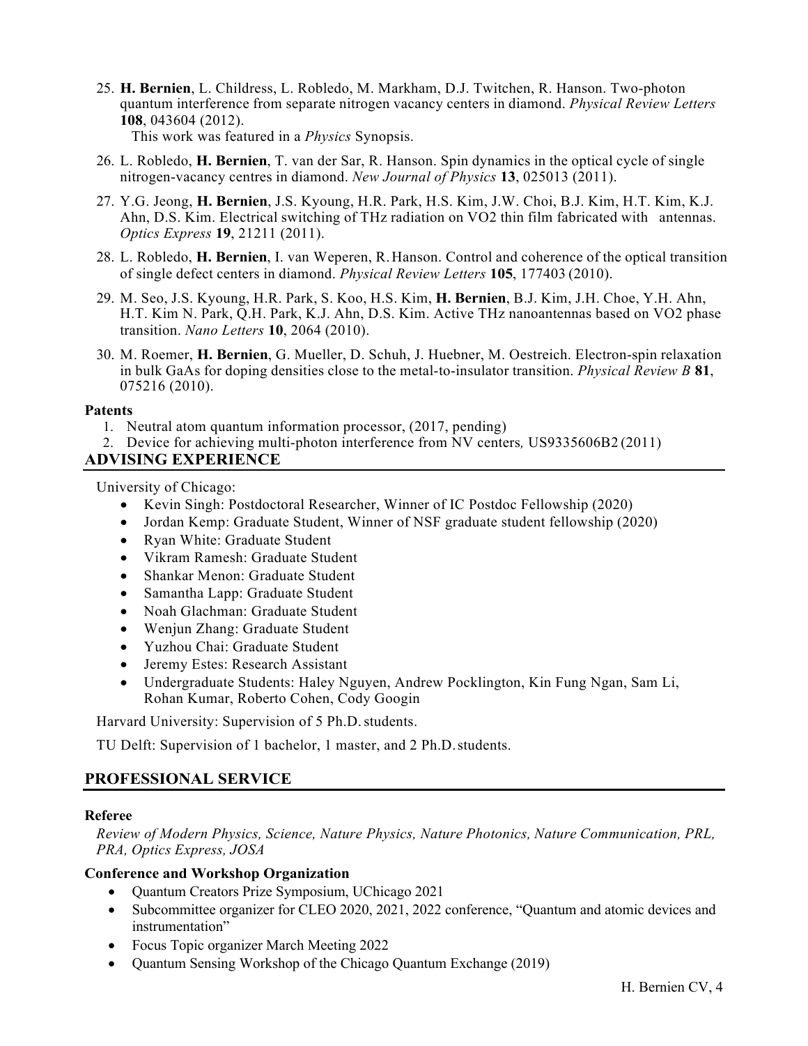25. **H. Bernien**, L. Childress, L. Robledo, M. Markham, D.J. Twitchen, R. Hanson. Two-photon quantum interference from separate nitrogen vacancy centers in diamond. *Physical Review Letters* **108**, 043604 (2012).
    This work was featured in a *Physics* Synopsis.
26. L. Robledo, **H. Bernien**, T. van der Sar, R. Hanson. Spin dynamics in the optical cycle of single nitrogen-vacancy centres in diamond. *New Journal of Physics* **13**, 025013 (2011).
27. Y.G. Jeong, **H. Bernien**, J.S. Kyoung, H.R. Park, H.S. Kim, J.W. Choi, B.J. Kim, H.T. Kim, K.J. Ahn, D.S. Kim. Electrical switching of THz radiation on VO2 thin film fabricated with antennas. *Optics Express* **19**, 21211 (2011).
28. L. Robledo, **H. Bernien**, I. van Weperen, R. Hanson. Control and coherence of the optical transition of single defect centers in diamond. *Physical Review Letters* **105**, 177403 (2010).
29. M. Seo, J.S. Kyoung, H.R. Park, S. Koo, H.S. Kim, **H. Bernien**, B.J. Kim, J.H. Choe, Y.H. Ahn, H.T. Kim N. Park, Q.H. Park, K.J. Ahn, D.S. Kim. Active THz nanoantennas based on VO2 phase transition. *Nano Letters* **10**, 2064 (2010).
30. M. Roemer, **H. Bernien**, G. Mueller, D. Schuh, J. Huebner, M. Oestreich. Electron-spin relaxation in bulk GaAs for doping densities close to the metal-to-insulator transition. *Physical Review B* **81**, 075216 (2010).

**Patents**

1. Neutral atom quantum information processor, (2017, pending)
2. Device for achieving multi-photon interference from NV centers, US9335606B2 (2011)

## ADVISING EXPERIENCE

University of Chicago:

- Kevin Singh: Postdoctoral Researcher, Winner of IC Postdoc Fellowship (2020)
- Jordan Kemp: Graduate Student, Winner of NSF graduate student fellowship (2020)
- Ryan White: Graduate Student
- Vikram Ramesh: Graduate Student
- Shankar Menon: Graduate Student
- Samantha Lapp: Graduate Student
- Noah Glachman: Graduate Student
- Wenjun Zhang: Graduate Student
- Yuzhou Chai: Graduate Student
- Jeremy Estes: Research Assistant
- Undergraduate Students: Haley Nguyen, Andrew Pocklington, Kin Fung Ngan, Sam Li, Rohan Kumar, Roberto Cohen, Cody Googin

Harvard University: Supervision of 5 Ph.D. students.

TU Delft: Supervision of 1 bachelor, 1 master, and 2 Ph.D. students.

## PROFESSIONAL SERVICE

**Referee**

*Review of Modern Physics, Science, Nature Physics, Nature Photonics, Nature Communication, PRL, PRA, Optics Express, JOSA*

**Conference and Workshop Organization**

- Quantum Creators Prize Symposium, UChicago 2021
- Subcommittee organizer for CLEO 2020, 2021, 2022 conference, "Quantum and atomic devices and instrumentation"
- Focus Topic organizer March Meeting 2022
- Quantum Sensing Workshop of the Chicago Quantum Exchange (2019)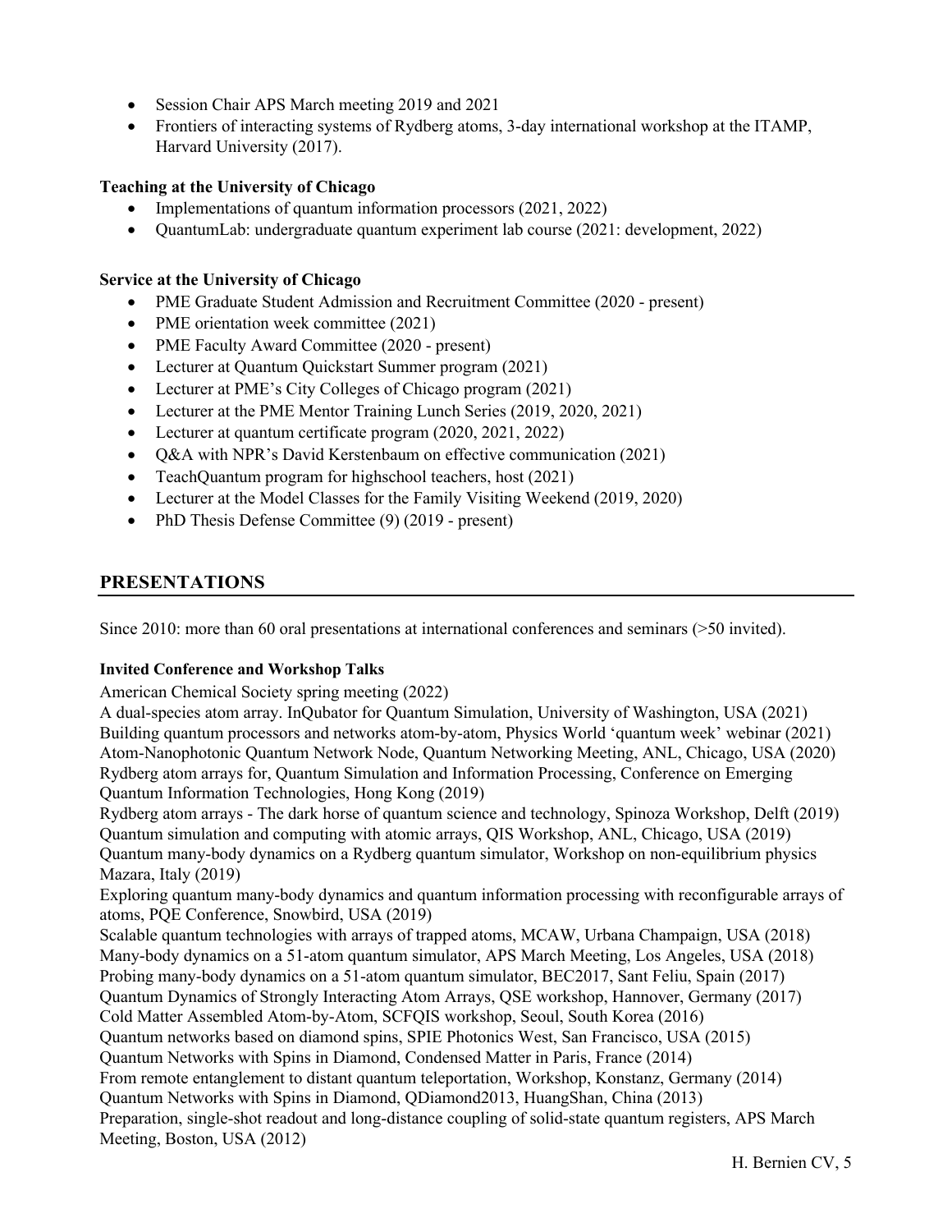- Session Chair APS March meeting 2019 and 2021
- Frontiers of interacting systems of Rydberg atoms, 3-day international workshop at the ITAMP, Harvard University (2017).

**Teaching at the University of Chicago**

- Implementations of quantum information processors (2021, 2022)
- QuantumLab: undergraduate quantum experiment lab course (2021: development, 2022)

**Service at the University of Chicago**

- PME Graduate Student Admission and Recruitment Committee (2020 - present)
- PME orientation week committee (2021)
- PME Faculty Award Committee (2020 - present)
- Lecturer at Quantum Quickstart Summer program (2021)
- Lecturer at PME's City Colleges of Chicago program (2021)
- Lecturer at the PME Mentor Training Lunch Series (2019, 2020, 2021)
- Lecturer at quantum certificate program (2020, 2021, 2022)
- Q&A with NPR's David Kerstenbaum on effective communication (2021)
- TeachQuantum program for highschool teachers, host (2021)
- Lecturer at the Model Classes for the Family Visiting Weekend (2019, 2020)
- PhD Thesis Defense Committee (9) (2019 - present)

## PRESENTATIONS

Since 2010: more than 60 oral presentations at international conferences and seminars (>50 invited).

**Invited Conference and Workshop Talks**

American Chemical Society spring meeting (2022)
A dual-species atom array. InQubator for Quantum Simulation, University of Washington, USA (2021)
Building quantum processors and networks atom-by-atom, Physics World 'quantum week' webinar (2021)
Atom-Nanophotonic Quantum Network Node, Quantum Networking Meeting, ANL, Chicago, USA (2020)
Rydberg atom arrays for, Quantum Simulation and Information Processing, Conference on Emerging Quantum Information Technologies, Hong Kong (2019)
Rydberg atom arrays - The dark horse of quantum science and technology, Spinoza Workshop, Delft (2019)
Quantum simulation and computing with atomic arrays, QIS Workshop, ANL, Chicago, USA (2019)
Quantum many-body dynamics on a Rydberg quantum simulator, Workshop on non-equilibrium physics Mazara, Italy (2019)
Exploring quantum many-body dynamics and quantum information processing with reconfigurable arrays of atoms, PQE Conference, Snowbird, USA (2019)
Scalable quantum technologies with arrays of trapped atoms, MCAW, Urbana Champaign, USA (2018)
Many-body dynamics on a 51-atom quantum simulator, APS March Meeting, Los Angeles, USA (2018)
Probing many-body dynamics on a 51-atom quantum simulator, BEC2017, Sant Feliu, Spain (2017)
Quantum Dynamics of Strongly Interacting Atom Arrays, QSE workshop, Hannover, Germany (2017)
Cold Matter Assembled Atom-by-Atom, SCFQIS workshop, Seoul, South Korea (2016)
Quantum networks based on diamond spins, SPIE Photonics West, San Francisco, USA (2015)
Quantum Networks with Spins in Diamond, Condensed Matter in Paris, France (2014)
From remote entanglement to distant quantum teleportation, Workshop, Konstanz, Germany (2014)
Quantum Networks with Spins in Diamond, QDiamond2013, HuangShan, China (2013)
Preparation, single-shot readout and long-distance coupling of solid-state quantum registers, APS March Meeting, Boston, USA (2012)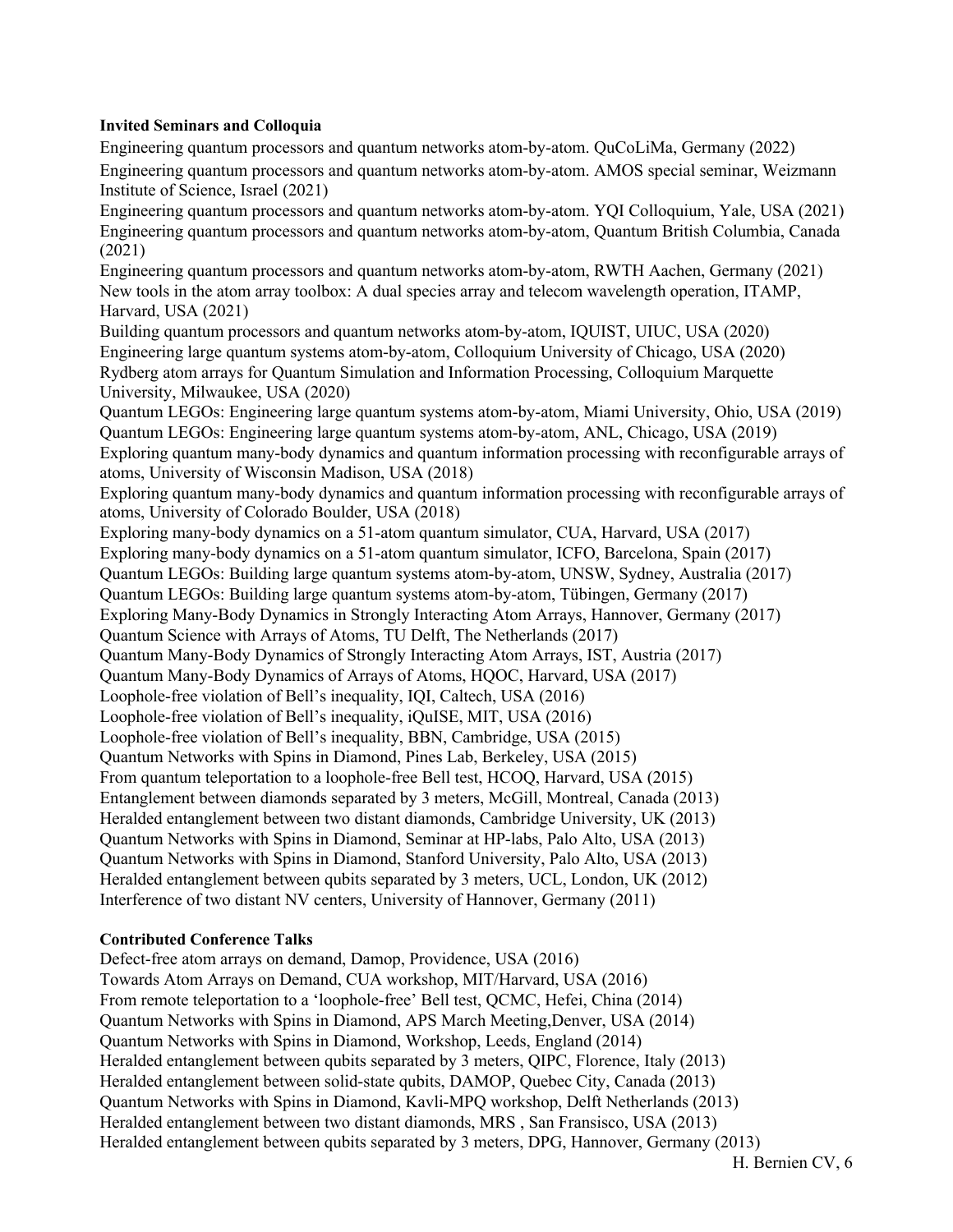**Invited Seminars and Colloquia**

Engineering quantum processors and quantum networks atom-by-atom. QuCoLiMa, Germany (2022)
Engineering quantum processors and quantum networks atom-by-atom. AMOS special seminar, Weizmann Institute of Science, Israel (2021)
Engineering quantum processors and quantum networks atom-by-atom. YQI Colloquium, Yale, USA (2021)
Engineering quantum processors and quantum networks atom-by-atom, Quantum British Columbia, Canada (2021)
Engineering quantum processors and quantum networks atom-by-atom, RWTH Aachen, Germany (2021)
New tools in the atom array toolbox: A dual species array and telecom wavelength operation, ITAMP, Harvard, USA (2021)
Building quantum processors and quantum networks atom-by-atom, IQUIST, UIUC, USA (2020)
Engineering large quantum systems atom-by-atom, Colloquium University of Chicago, USA (2020)
Rydberg atom arrays for Quantum Simulation and Information Processing, Colloquium Marquette University, Milwaukee, USA (2020)
Quantum LEGOs: Engineering large quantum systems atom-by-atom, Miami University, Ohio, USA (2019)
Quantum LEGOs: Engineering large quantum systems atom-by-atom, ANL, Chicago, USA (2019)
Exploring quantum many-body dynamics and quantum information processing with reconfigurable arrays of atoms, University of Wisconsin Madison, USA (2018)
Exploring quantum many-body dynamics and quantum information processing with reconfigurable arrays of atoms, University of Colorado Boulder, USA (2018)
Exploring many-body dynamics on a 51-atom quantum simulator, CUA, Harvard, USA (2017)
Exploring many-body dynamics on a 51-atom quantum simulator, ICFO, Barcelona, Spain (2017)
Quantum LEGOs: Building large quantum systems atom-by-atom, UNSW, Sydney, Australia (2017)
Quantum LEGOs: Building large quantum systems atom-by-atom, Tübingen, Germany (2017)
Exploring Many-Body Dynamics in Strongly Interacting Atom Arrays, Hannover, Germany (2017)
Quantum Science with Arrays of Atoms, TU Delft, The Netherlands (2017)
Quantum Many-Body Dynamics of Strongly Interacting Atom Arrays, IST, Austria (2017)
Quantum Many-Body Dynamics of Arrays of Atoms, HQOC, Harvard, USA (2017)
Loophole-free violation of Bell's inequality, IQI, Caltech, USA (2016)
Loophole-free violation of Bell's inequality, iQuISE, MIT, USA (2016)
Loophole-free violation of Bell's inequality, BBN, Cambridge, USA (2015)
Quantum Networks with Spins in Diamond, Pines Lab, Berkeley, USA (2015)
From quantum teleportation to a loophole-free Bell test, HCOQ, Harvard, USA (2015)
Entanglement between diamonds separated by 3 meters, McGill, Montreal, Canada (2013)
Heralded entanglement between two distant diamonds, Cambridge University, UK (2013)
Quantum Networks with Spins in Diamond, Seminar at HP-labs, Palo Alto, USA (2013)
Quantum Networks with Spins in Diamond, Stanford University, Palo Alto, USA (2013)
Heralded entanglement between qubits separated by 3 meters, UCL, London, UK (2012)
Interference of two distant NV centers, University of Hannover, Germany (2011)

**Contributed Conference Talks**

Defect-free atom arrays on demand, Damop, Providence, USA (2016)
Towards Atom Arrays on Demand, CUA workshop, MIT/Harvard, USA (2016)
From remote teleportation to a 'loophole-free' Bell test, QCMC, Hefei, China (2014)
Quantum Networks with Spins in Diamond, APS March Meeting,Denver, USA (2014)
Quantum Networks with Spins in Diamond, Workshop, Leeds, England (2014)
Heralded entanglement between qubits separated by 3 meters, QIPC, Florence, Italy (2013)
Heralded entanglement between solid-state qubits, DAMOP, Quebec City, Canada (2013)
Quantum Networks with Spins in Diamond, Kavli-MPQ workshop, Delft Netherlands (2013)
Heralded entanglement between two distant diamonds, MRS , San Fransisco, USA (2013)
Heralded entanglement between qubits separated by 3 meters, DPG, Hannover, Germany (2013)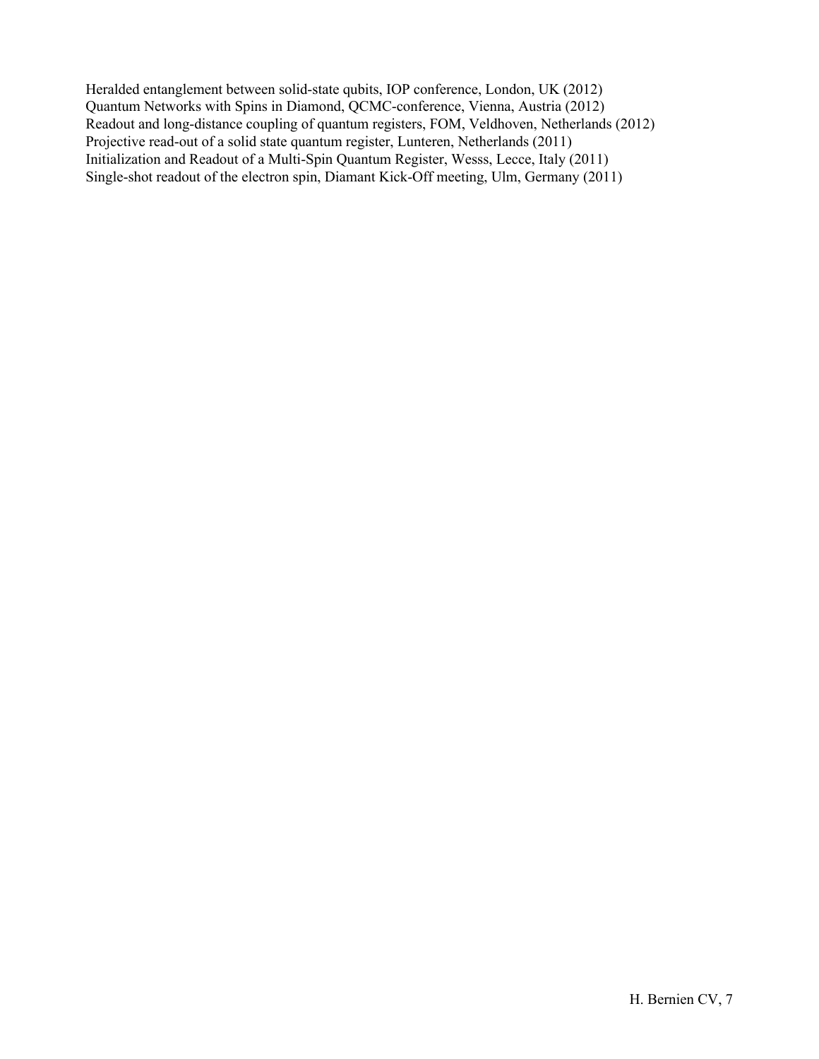Heralded entanglement between solid-state qubits, IOP conference, London, UK (2012)
Quantum Networks with Spins in Diamond, QCMC-conference, Vienna, Austria (2012)
Readout and long-distance coupling of quantum registers, FOM, Veldhoven, Netherlands (2012)
Projective read-out of a solid state quantum register, Lunteren, Netherlands (2011)
Initialization and Readout of a Multi-Spin Quantum Register, Wesss, Lecce, Italy (2011)
Single-shot readout of the electron spin, Diamant Kick-Off meeting, Ulm, Germany (2011)